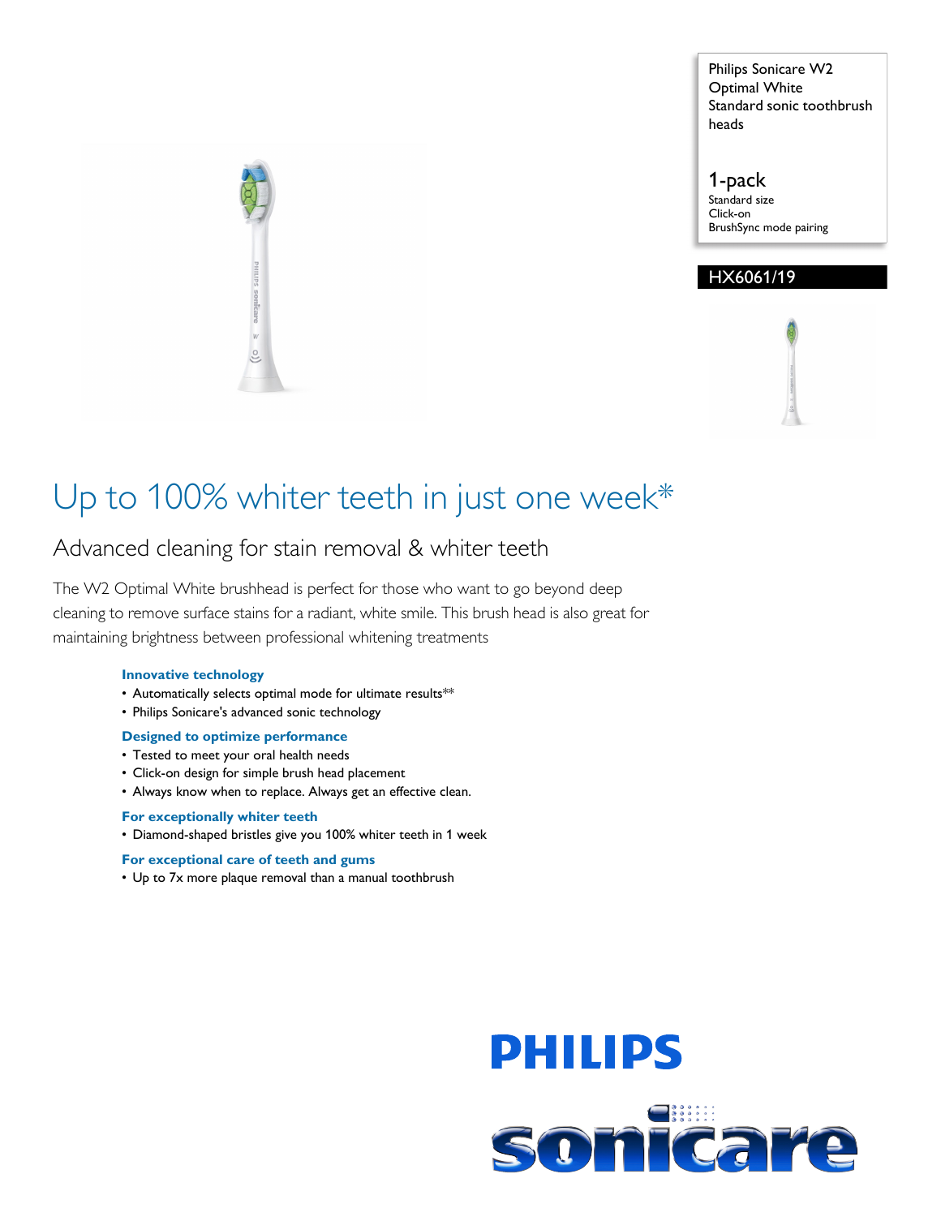Philips Sonicare W2 Optimal White Standard sonic toothbrush heads

**1-pack**
Standard size
Click-on
BrushSync mode pairing

**HX6061/19**

# Up to 100% whiter teeth in just one week*

## Advanced cleaning for stain removal & whiter teeth

The W2 Optimal White brushhead is perfect for those who want to go beyond deep cleaning to remove surface stains for a radiant, white smile. This brush head is also great for maintaining brightness between professional whitening treatments

**Innovative technology**

- Automatically selects optimal mode for ultimate results**
- Philips Sonicare's advanced sonic technology

**Designed to optimize performance**

- Tested to meet your oral health needs
- Click-on design for simple brush head placement
- Always know when to replace. Always get an effective clean.

**For exceptionally whiter teeth**

- Diamond-shaped bristles give you 100% whiter teeth in 1 week

**For exceptional care of teeth and gums**

- Up to 7x more plaque removal than a manual toothbrush

PHILIPS

sonicare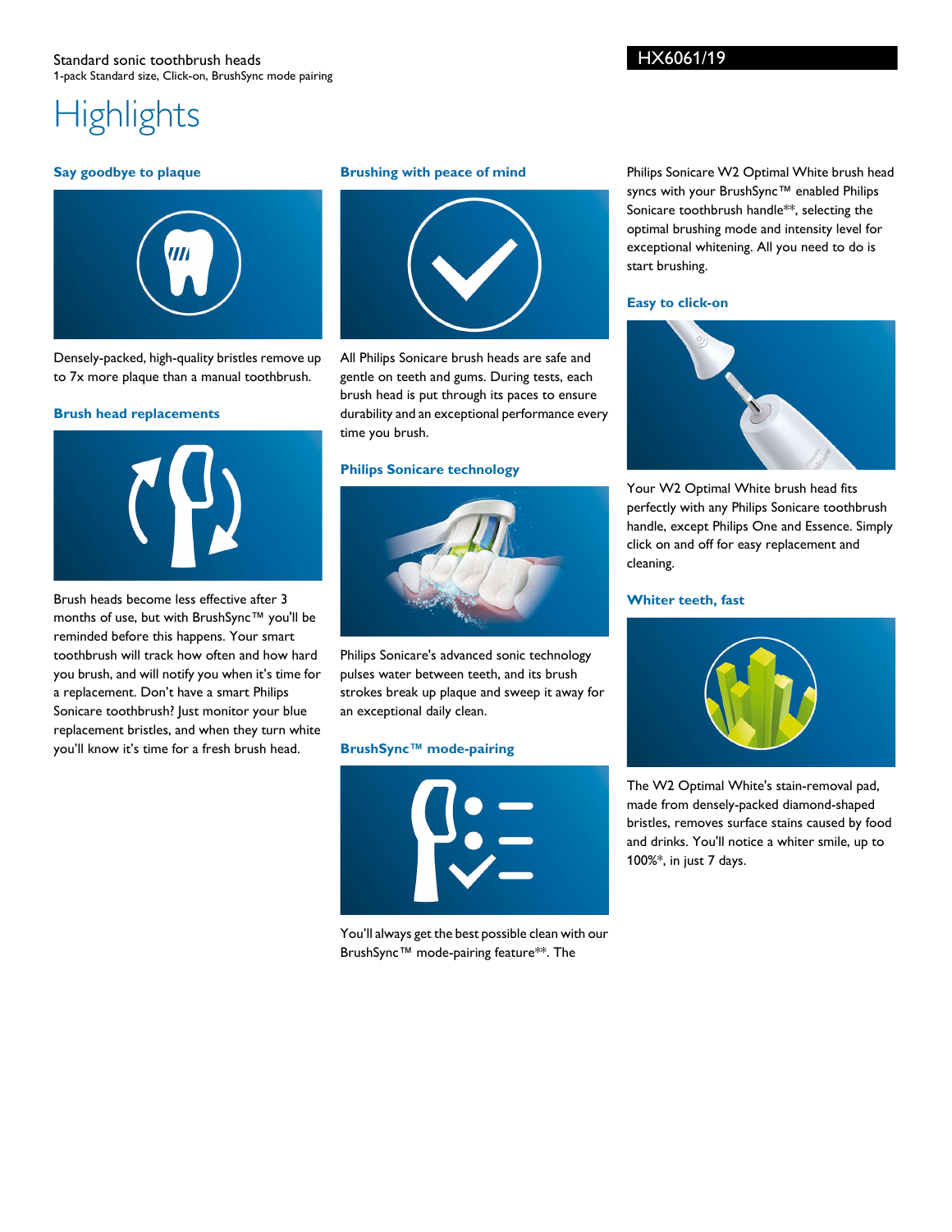Standard sonic toothbrush heads
1-pack Standard size, Click-on, BrushSync mode pairing

HX6061/19

# Highlights

### Say goodbye to plaque

Densely-packed, high-quality bristles remove up to 7x more plaque than a manual toothbrush.

### Brush head replacements

Brush heads become less effective after 3 months of use, but with BrushSync™ you'll be reminded before this happens. Your smart toothbrush will track how often and how hard you brush, and will notify you when it's time for a replacement. Don't have a smart Philips Sonicare toothbrush? Just monitor your blue replacement bristles, and when they turn white you'll know it's time for a fresh brush head.

### Brushing with peace of mind

All Philips Sonicare brush heads are safe and gentle on teeth and gums. During tests, each brush head is put through its paces to ensure durability and an exceptional performance every time you brush.

### Philips Sonicare technology

Philips Sonicare's advanced sonic technology pulses water between teeth, and its brush strokes break up plaque and sweep it away for an exceptional daily clean.

### BrushSync™ mode-pairing

You'll always get the best possible clean with our BrushSync™ mode-pairing feature**. The Philips Sonicare W2 Optimal White brush head syncs with your BrushSync™ enabled Philips Sonicare toothbrush handle**, selecting the optimal brushing mode and intensity level for exceptional whitening. All you need to do is start brushing.

### Easy to click-on

Your W2 Optimal White brush head fits perfectly with any Philips Sonicare toothbrush handle, except Philips One and Essence. Simply click on and off for easy replacement and cleaning.

### Whiter teeth, fast

The W2 Optimal White's stain-removal pad, made from densely-packed diamond-shaped bristles, removes surface stains caused by food and drinks. You'll notice a whiter smile, up to 100%*, in just 7 days.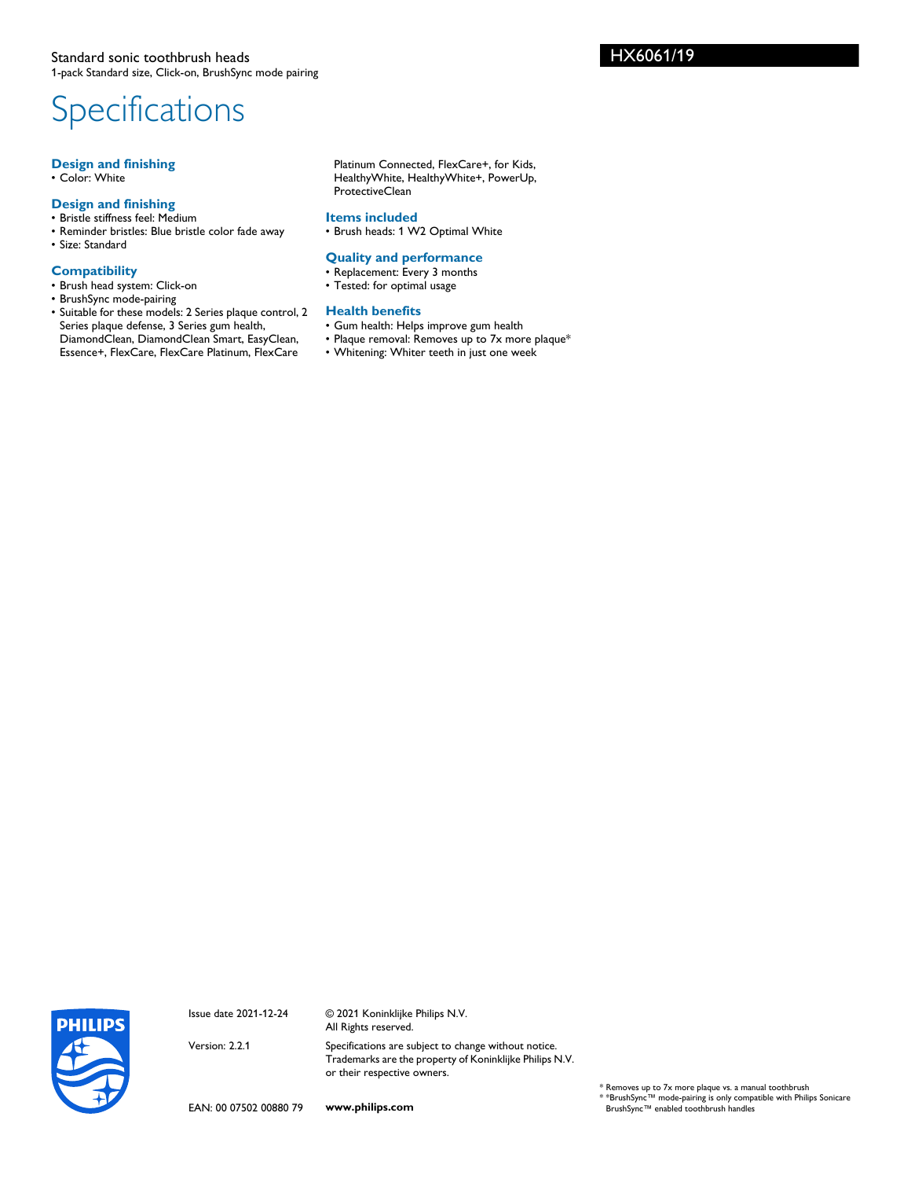Standard sonic toothbrush heads
1-pack Standard size, Click-on, BrushSync mode pairing

HX6061/19

# Specifications

### Design and finishing

- Color: White

### Design and finishing

- Bristle stiffness feel: Medium
- Reminder bristles: Blue bristle color fade away
- Size: Standard

### Compatibility

- Brush head system: Click-on
- BrushSync mode-pairing
- Suitable for these models: 2 Series plaque control, 2 Series plaque defense, 3 Series gum health, DiamondClean, DiamondClean Smart, EasyClean, Essence+, FlexCare, FlexCare Platinum, FlexCare Platinum Connected, FlexCare+, for Kids, HealthyWhite, HealthyWhite+, PowerUp, ProtectiveClean

### Items included

- Brush heads: 1 W2 Optimal White

### Quality and performance

- Replacement: Every 3 months
- Tested: for optimal usage

### Health benefits

- Gum health: Helps improve gum health
- Plaque removal: Removes up to 7x more plaque*
- Whitening: Whiter teeth in just one week

Issue date 2021-12-24

Version: 2.2.1

EAN: 00 07502 00880 79

© 2021 Koninklijke Philips N.V.
All Rights reserved.

Specifications are subject to change without notice. Trademarks are the property of Koninklijke Philips N.V. or their respective owners.

**www.philips.com**

\* Removes up to 7x more plaque vs. a manual toothbrush
\* *BrushSync™ mode-pairing is only compatible with Philips Sonicare BrushSync™ enabled toothbrush handles